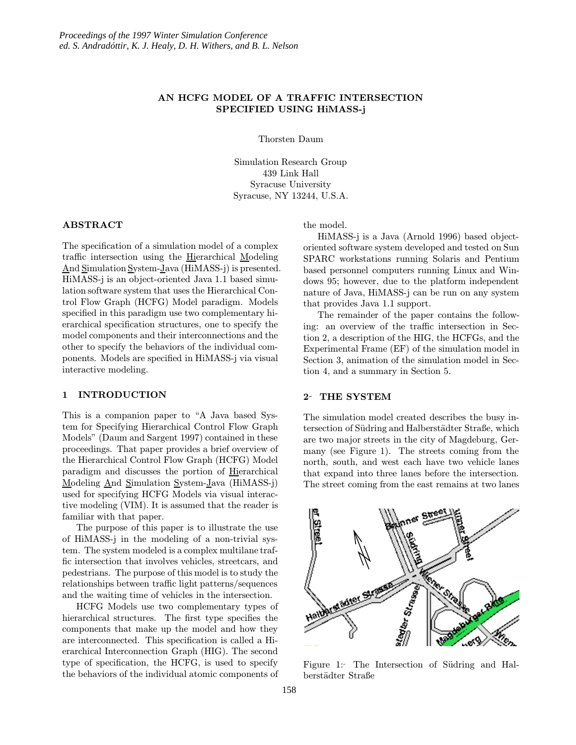# AN HCFG MODEL OF A TRAFFIC INTERSECTION SPECIFIED USING HiMASS-j

Thorsten Daum

Simulation Research Group
439 Link Hall
Syracuse University
Syracuse, NY 13244, U.S.A.

## ABSTRACT

The specification of a simulation model of a complex traffic intersection using the Hierarchical Modeling And Simulation System-Java (HiMASS-j) is presented. HiMASS-j is an object-oriented Java 1.1 based simulation software system that uses the Hierarchical Control Flow Graph (HCFG) Model paradigm. Models specified in this paradigm use two complementary hierarchical specification structures, one to specify the model components and their interconnections and the other to specify the behaviors of the individual components. Models are specified in HiMASS-j via visual interactive modeling.

## 1 INTRODUCTION

This is a companion paper to "A Java based System for Specifying Hierarchical Control Flow Graph Models" (Daum and Sargent 1997) contained in these proceedings. That paper provides a brief overview of the Hierarchical Control Flow Graph (HCFG) Model paradigm and discusses the portion of Hierarchical Modeling And Simulation System-Java (HiMASS-j) used for specifying HCFG Models via visual interactive modeling (VIM). It is assumed that the reader is familiar with that paper.

The purpose of this paper is to illustrate the use of HiMASS-j in the modeling of a non-trivial system. The system modeled is a complex multilane traffic intersection that involves vehicles, streetcars, and pedestrians. The purpose of this model is to study the relationships between traffic light patterns/sequences and the waiting time of vehicles in the intersection.

HCFG Models use two complementary types of hierarchical structures. The first type specifies the components that make up the model and how they are interconnected. This specification is called a Hierarchical Interconnection Graph (HIG). The second type of specification, the HCFG, is used to specify the behaviors of the individual atomic components of the model.

HiMASS-j is a Java (Arnold 1996) based object-oriented software system developed and tested on Sun SPARC workstations running Solaris and Pentium based personnel computers running Linux and Windows 95; however, due to the platform independent nature of Java, HiMASS-j can be run on any system that provides Java 1.1 support.

The remainder of the paper contains the following: an overview of the traffic intersection in Section 2, a description of the HIG, the HCFGs, and the Experimental Frame (EF) of the simulation model in Section 3, animation of the simulation model in Section 4, and a summary in Section 5.

## 2 THE SYSTEM

The simulation model created describes the busy intersection of Südring and Halberstädter Straße, which are two major streets in the city of Magdeburg, Germany (see Figure 1). The streets coming from the north, south, and west each have two vehicle lanes that expand into three lanes before the intersection. The street coming from the east remains at two lanes

Figure 1: The Intersection of Südring and Halberstädter Straße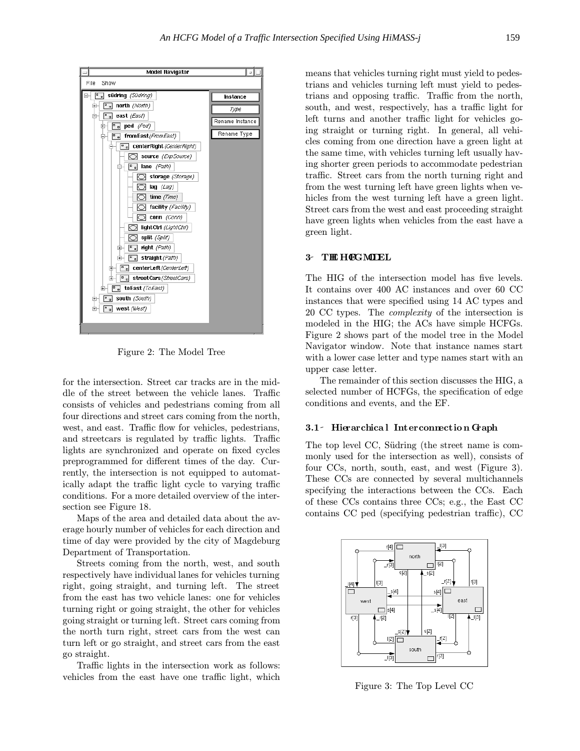Figure 2: The Model Tree

for the intersection. Street car tracks are in the middle of the street between the vehicle lanes. Traffic consists of vehicles and pedestrians coming from all four directions and street cars coming from the north, west, and east. Traffic flow for vehicles, pedestrians, and streetcars is regulated by traffic lights. Traffic lights are synchronized and operate on fixed cycles preprogrammed for different times of the day. Currently, the intersection is not equipped to automatically adapt the traffic light cycle to varying traffic conditions. For a more detailed overview of the intersection see Figure 18.

Maps of the area and detailed data about the average hourly number of vehicles for each direction and time of day were provided by the city of Magdeburg Department of Transportation.

Streets coming from the north, west, and south respectively have individual lanes for vehicles turning right, going straight, and turning left. The street from the east has two vehicle lanes: one for vehicles turning right or going straight, the other for vehicles going straight or turning left. Street cars coming from the north turn right, street cars from the west can turn left or go straight, and street cars from the east go straight.

Traffic lights in the intersection work as follows: vehicles from the east have one traffic light, which means that vehicles turning right must yield to pedestrians and vehicles turning left must yield to pedestrians and opposing traffic. Traffic from the north, south, and west, respectively, has a traffic light for left turns and another traffic light for vehicles going straight or turning right. In general, all vehicles coming from one direction have a green light at the same time, with vehicles turning left usually having shorter green periods to accommodate pedestrian traffic. Street cars from the north turning right and from the west turning left have green lights when vehicles from the west turning left have a green light. Street cars from the west and east proceeding straight have green lights when vehicles from the east have a green light.

## 3 THE HCFG MODEL

The HIG of the intersection model has five levels. It contains over 400 AC instances and over 60 CC instances that were specified using 14 AC types and 20 CC types. The *complexity* of the intersection is modeled in the HIG; the ACs have simple HCFGs. Figure 2 shows part of the model tree in the Model Navigator window. Note that instance names start with a lower case letter and type names start with an upper case letter.

The remainder of this section discusses the HIG, a selected number of HCFGs, the specification of edge conditions and events, and the EF.

### 3.1 Hierarchical Interconnection Graph

The top level CC, Südring (the street name is commonly used for the intersection as well), consists of four CCs, north, south, east, and west (Figure 3). These CCs are connected by several multichannels specifying the interactions between the CCs. Each of these CCs contains three CCs; e.g., the East CC contains CC ped (specifying pedestrian traffic), CC

Figure 3: The Top Level CC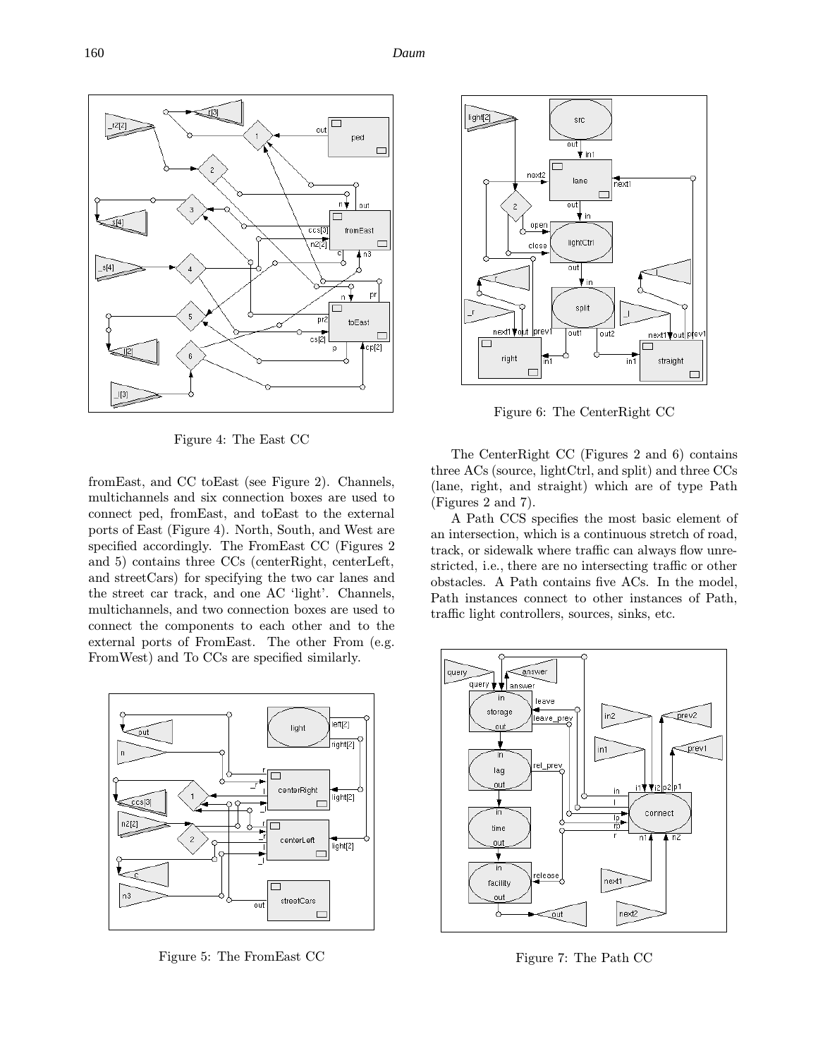Figure 4: The East CC

fromEast, and CC toEast (see Figure 2). Channels, multichannels and six connection boxes are used to connect ped, fromEast, and toEast to the external ports of East (Figure 4). North, South, and West are specified accordingly. The FromEast CC (Figures 2 and 5) contains three CCs (centerRight, centerLeft, and streetCars) for specifying the two car lanes and the street car track, and one AC 'light'. Channels, multichannels, and two connection boxes are used to connect the components to each other and to the external ports of FromEast. The other From (e.g. FromWest) and To CCs are specified similarly.

Figure 5: The FromEast CC

Figure 6: The CenterRight CC

The CenterRight CC (Figures 2 and 6) contains three ACs (source, lightCtrl, and split) and three CCs (lane, right, and straight) which are of type Path (Figures 2 and 7).

A Path CCS specifies the most basic element of an intersection, which is a continuous stretch of road, track, or sidewalk where traffic can always flow unrestricted, i.e., there are no intersecting traffic or other obstacles. A Path contains five ACs. In the model, Path instances connect to other instances of Path, traffic light controllers, sources, sinks, etc.

Figure 7: The Path CC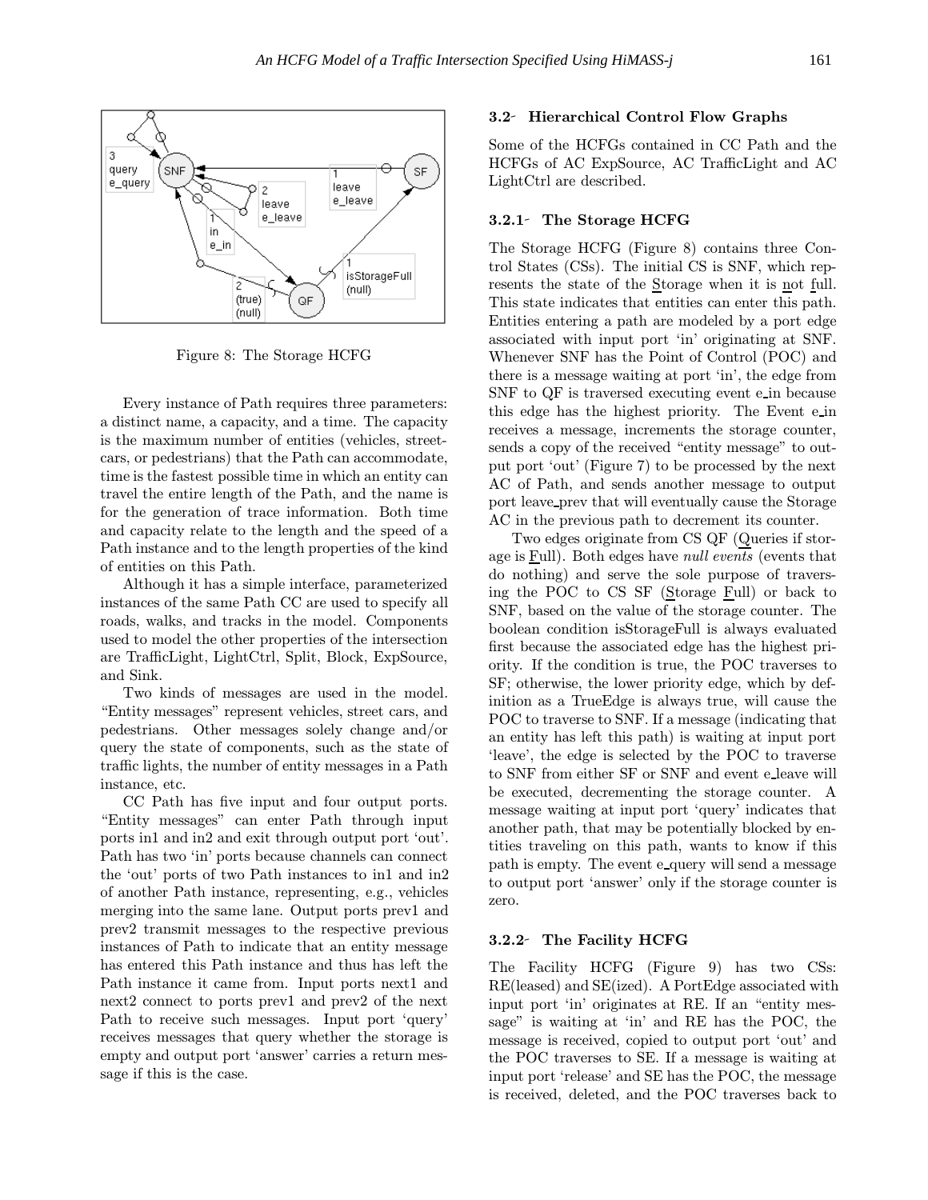Figure 8: The Storage HCFG

Every instance of Path requires three parameters: a distinct name, a capacity, and a time. The capacity is the maximum number of entities (vehicles, street-cars, or pedestrians) that the Path can accommodate, time is the fastest possible time in which an entity can travel the entire length of the Path, and the name is for the generation of trace information. Both time and capacity relate to the length and the speed of a Path instance and to the length properties of the kind of entities on this Path.

Although it has a simple interface, parameterized instances of the same Path CC are used to specify all roads, walks, and tracks in the model. Components used to model the other properties of the intersection are TrafficLight, LightCtrl, Split, Block, ExpSource, and Sink.

Two kinds of messages are used in the model. "Entity messages" represent vehicles, street cars, and pedestrians. Other messages solely change and/or query the state of components, such as the state of traffic lights, the number of entity messages in a Path instance, etc.

CC Path has five input and four output ports. "Entity messages" can enter Path through input ports in1 and in2 and exit through output port 'out'. Path has two 'in' ports because channels can connect the 'out' ports of two Path instances to in1 and in2 of another Path instance, representing, e.g., vehicles merging into the same lane. Output ports prev1 and prev2 transmit messages to the respective previous instances of Path to indicate that an entity message has entered this Path instance and thus has left the Path instance it came from. Input ports next1 and next2 connect to ports prev1 and prev2 of the next Path to receive such messages. Input port 'query' receives messages that query whether the storage is empty and output port 'answer' carries a return message if this is the case.

### 3.2- Hierarchical Control Flow Graphs

Some of the HCFGs contained in CC Path and the HCFGs of AC ExpSource, AC TrafficLight and AC LightCtrl are described.

#### 3.2.1- The Storage HCFG

The Storage HCFG (Figure 8) contains three Control States (CSs). The initial CS is SNF, which represents the state of the Storage when it is not full. This state indicates that entities can enter this path. Entities entering a path are modeled by a port edge associated with input port 'in' originating at SNF. Whenever SNF has the Point of Control (POC) and there is a message waiting at port 'in', the edge from SNF to QF is traversed executing event e_in because this edge has the highest priority. The Event e_in receives a message, increments the storage counter, sends a copy of the received "entity message" to output port 'out' (Figure 7) to be processed by the next AC of Path, and sends another message to output port leave_prev that will eventually cause the Storage AC in the previous path to decrement its counter.

Two edges originate from CS QF (Queries if storage is Full). Both edges have *null events* (events that do nothing) and serve the sole purpose of traversing the POC to CS SF (Storage Full) or back to SNF, based on the value of the storage counter. The boolean condition isStorageFull is always evaluated first because the associated edge has the highest priority. If the condition is true, the POC traverses to SF; otherwise, the lower priority edge, which by definition as a TrueEdge is always true, will cause the POC to traverse to SNF. If a message (indicating that an entity has left this path) is waiting at input port 'leave', the edge is selected by the POC to traverse to SNF from either SF or SNF and event e_leave will be executed, decrementing the storage counter. A message waiting at input port 'query' indicates that another path, that may be potentially blocked by entities traveling on this path, wants to know if this path is empty. The event e_query will send a message to output port 'answer' only if the storage counter is zero.

#### 3.2.2- The Facility HCFG

The Facility HCFG (Figure 9) has two CSs: RE(leased) and SE(ized). A PortEdge associated with input port 'in' originates at RE. If an "entity message" is waiting at 'in' and RE has the POC, the message is received, copied to output port 'out' and the POC traverses to SE. If a message is waiting at input port 'release' and SE has the POC, the message is received, deleted, and the POC traverses back to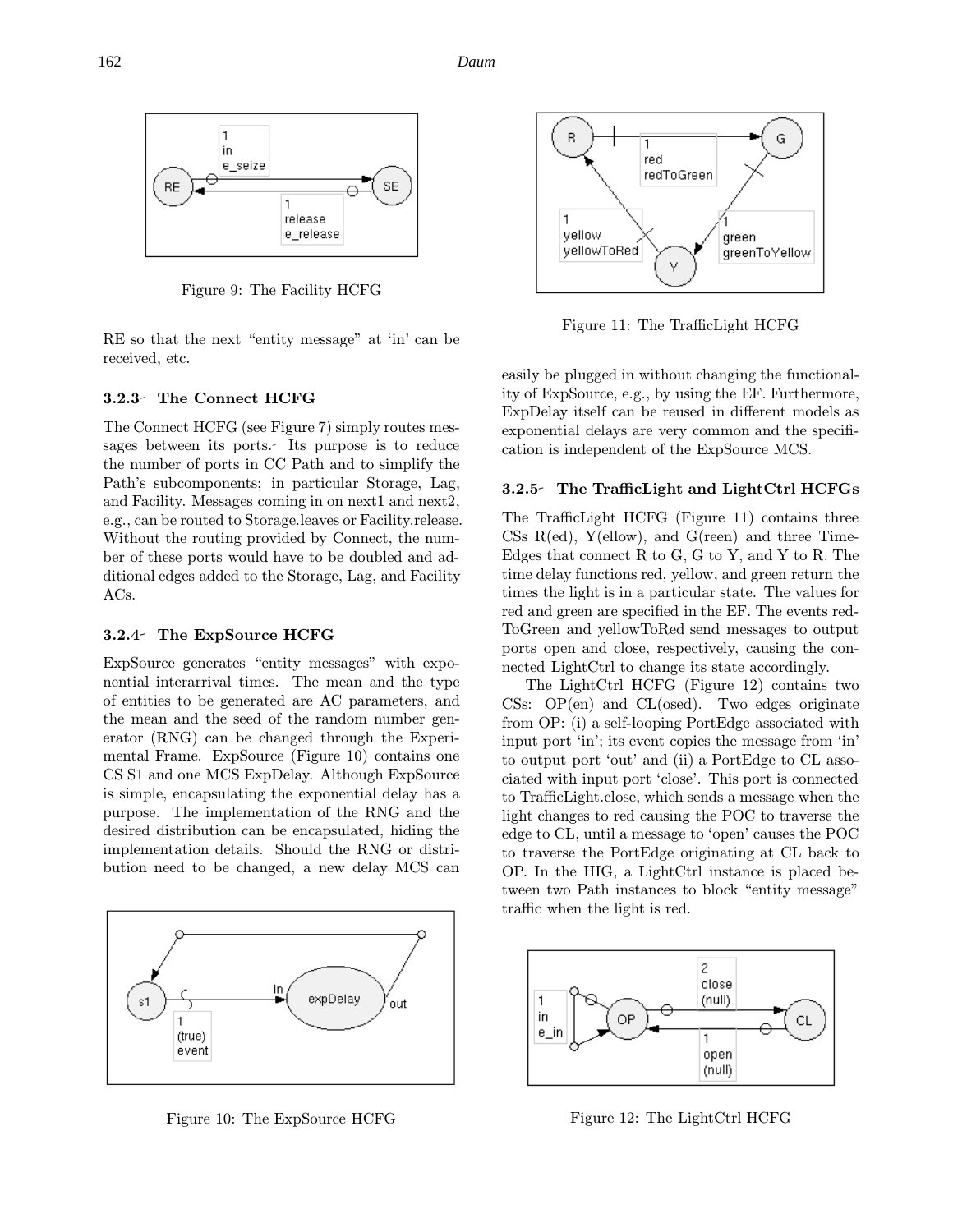Figure 9: The Facility HCFG

RE so that the next "entity message" at 'in' can be received, etc.

### 3.2.3 The Connect HCFG

The Connect HCFG (see Figure 7) simply routes messages between its ports. Its purpose is to reduce the number of ports in CC Path and to simplify the Path's subcomponents; in particular Storage, Lag, and Facility. Messages coming in on next1 and next2, e.g., can be routed to Storage.leaves or Facility.release. Without the routing provided by Connect, the number of these ports would have to be doubled and additional edges added to the Storage, Lag, and Facility ACs.

### 3.2.4 The ExpSource HCFG

ExpSource generates "entity messages" with exponential interarrival times. The mean and the type of entities to be generated are AC parameters, and the mean and the seed of the random number generator (RNG) can be changed through the Experimental Frame. ExpSource (Figure 10) contains one CS S1 and one MCS ExpDelay. Although ExpSource is simple, encapsulating the exponential delay has a purpose. The implementation of the RNG and the desired distribution can be encapsulated, hiding the implementation details. Should the RNG or distribution need to be changed, a new delay MCS can easily be plugged in without changing the functionality of ExpSource, e.g., by using the EF. Furthermore, ExpDelay itself can be reused in different models as exponential delays are very common and the specification is independent of the ExpSource MCS.

Figure 10: The ExpSource HCFG

Figure 11: The TrafficLight HCFG

### 3.2.5 The TrafficLight and LightCtrl HCFGs

The TrafficLight HCFG (Figure 11) contains three CSs R(ed), Y(ellow), and G(reen) and three Time-Edges that connect R to G, G to Y, and Y to R. The time delay functions red, yellow, and green return the times the light is in a particular state. The values for red and green are specified in the EF. The events redToGreen and yellowToRed send messages to output ports open and close, respectively, causing the connected LightCtrl to change its state accordingly.

The LightCtrl HCFG (Figure 12) contains two CSs: OP(en) and CL(osed). Two edges originate from OP: (i) a self-looping PortEdge associated with input port 'in'; its event copies the message from 'in' to output port 'out' and (ii) a PortEdge to CL associated with input port 'close'. This port is connected to TrafficLight.close, which sends a message when the light changes to red causing the POC to traverse the edge to CL, until a message to 'open' causes the POC to traverse the PortEdge originating at CL back to OP. In the HIG, a LightCtrl instance is placed between two Path instances to block "entity message" traffic when the light is red.

Figure 12: The LightCtrl HCFG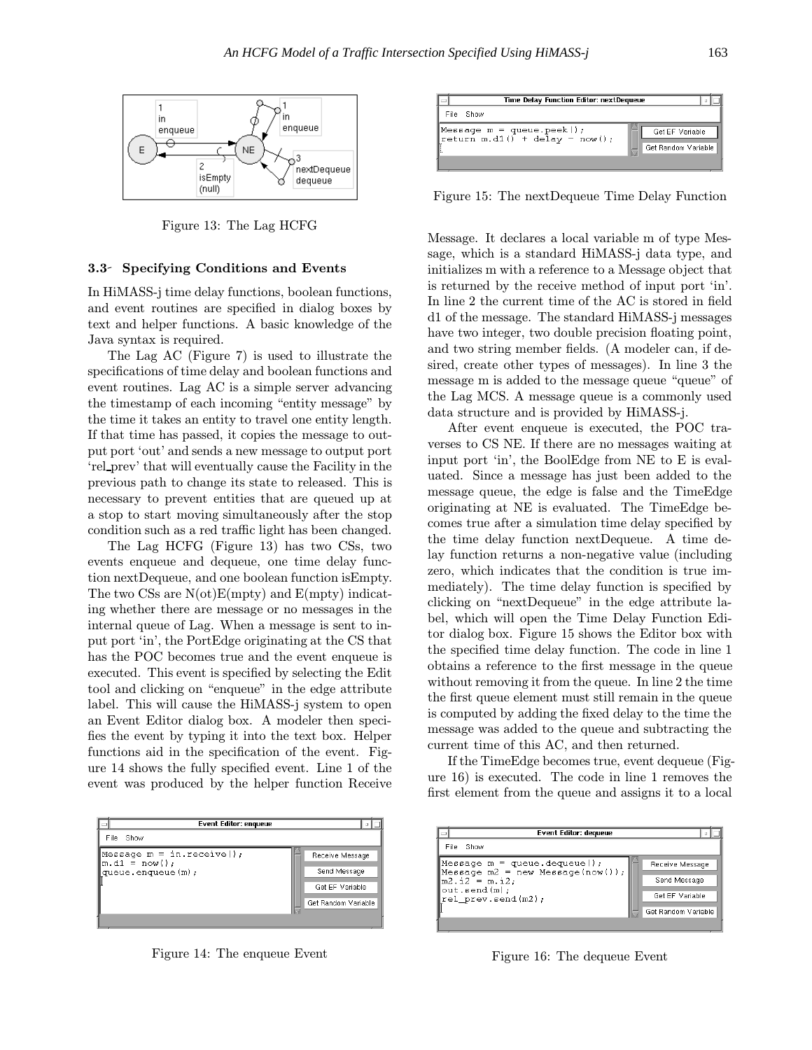Figure 13: The Lag HCFG

### 3.3 Specifying Conditions and Events

In HiMASS-j time delay functions, boolean functions, and event routines are specified in dialog boxes by text and helper functions. A basic knowledge of the Java syntax is required.

The Lag AC (Figure 7) is used to illustrate the specifications of time delay and boolean functions and event routines. Lag AC is a simple server advancing the timestamp of each incoming "entity message" by the time it takes an entity to travel one entity length. If that time has passed, it copies the message to output port 'out' and sends a new message to output port 'rel_prev' that will eventually cause the Facility in the previous path to change its state to released. This is necessary to prevent entities that are queued up at a stop to start moving simultaneously after the stop condition such as a red traffic light has been changed.

The Lag HCFG (Figure 13) has two CSs, two events enqueue and dequeue, one time delay function nextDequeue, and one boolean function isEmpty. The two CSs are N(ot)E(mpty) and E(mpty) indicating whether there are message or no messages in the internal queue of Lag. When a message is sent to input port 'in', the PortEdge originating at the CS that has the POC becomes true and the event enqueue is executed. This event is specified by selecting the Edit tool and clicking on "enqueue" in the edge attribute label. This will cause the HiMASS-j system to open an Event Editor dialog box. A modeler then specifies the event by typing it into the text box. Helper functions aid in the specification of the event. Figure 14 shows the fully specified event. Line 1 of the event was produced by the helper function Receive Message. It declares a local variable m of type Message, which is a standard HiMASS-j data type, and initializes m with a reference to a Message object that is returned by the receive method of input port 'in'. In line 2 the current time of the AC is stored in field d1 of the message. The standard HiMASS-j messages have two integer, two double precision floating point, and two string member fields. (A modeler can, if desired, create other types of messages). In line 3 the message m is added to the message queue "queue" of the Lag MCS. A message queue is a commonly used data structure and is provided by HiMASS-j.

After event enqueue is executed, the POC traverses to CS NE. If there are no messages waiting at input port 'in', the BoolEdge from NE to E is evaluated. Since a message has just been added to the message queue, the edge is false and the TimeEdge originating at NE is evaluated. The TimeEdge becomes true after a simulation time delay specified by the time delay function nextDequeue. A time delay function returns a non-negative value (including zero, which indicates that the condition is true immediately). The time delay function is specified by clicking on "nextDequeue" in the edge attribute label, which will open the Time Delay Function Editor dialog box. Figure 15 shows the Editor box with the specified time delay function. The code in line 1 obtains a reference to the first message in the queue without removing it from the queue. In line 2 the time the first queue element must still remain in the queue is computed by adding the fixed delay to the time the message was added to the queue and subtracting the current time of this AC, and then returned.

If the TimeEdge becomes true, event dequeue (Figure 16) is executed. The code in line 1 removes the first element from the queue and assigns it to a local

```
Message m = in.receive();
m.d1 = now();
queue.enqueue(m);
```

Figure 14: The enqueue Event

```
Message m = queue.peek();
return m.d1() + delay - now();
```

Figure 15: The nextDequeue Time Delay Function

```
Message m = queue.dequeue();
Message m2 = new Message(now());
m2.i2 = m.i2;
out.send(m);
rel_prev.send(m2);
```

Figure 16: The dequeue Event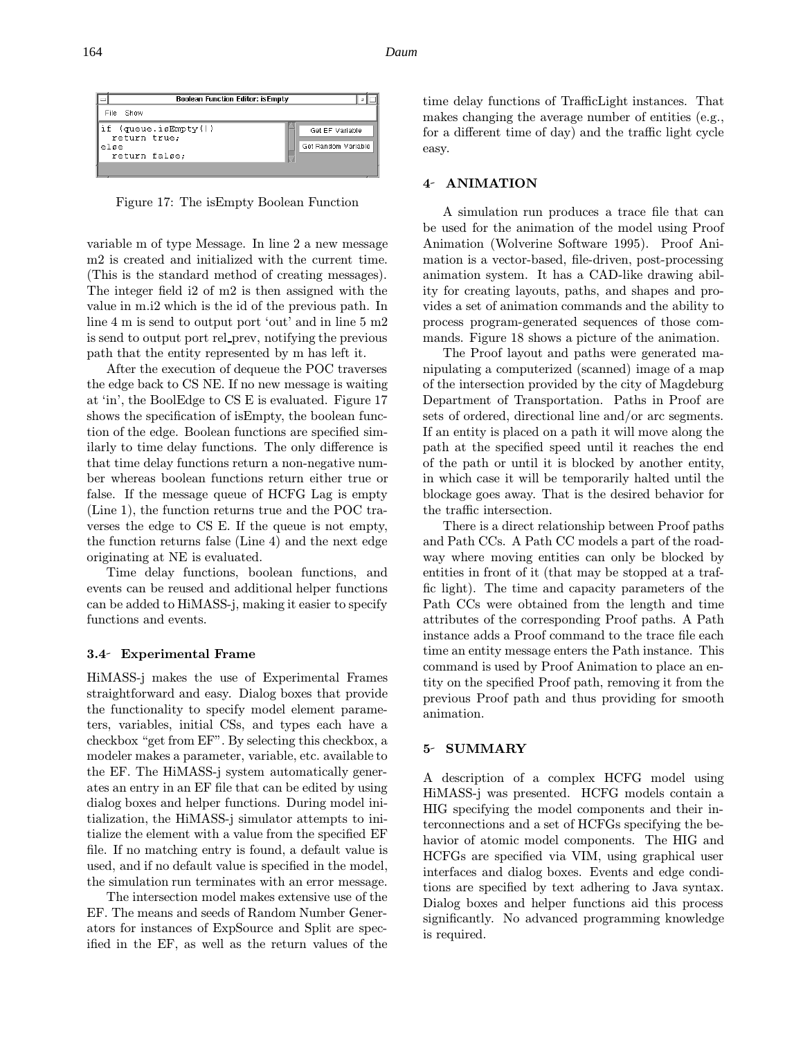```
if (queue.isEmpty())
  return true;
else
  return false;
```

Figure 17: The isEmpty Boolean Function

variable m of type Message. In line 2 a new message m2 is created and initialized with the current time. (This is the standard method of creating messages). The integer field i2 of m2 is then assigned with the value in m.i2 which is the id of the previous path. In line 4 m is send to output port 'out' and in line 5 m2 is send to output port rel_prev, notifying the previous path that the entity represented by m has left it.

After the execution of dequeue the POC traverses the edge back to CS NE. If no new message is waiting at 'in', the BoolEdge to CS E is evaluated. Figure 17 shows the specification of isEmpty, the boolean function of the edge. Boolean functions are specified similarly to time delay functions. The only difference is that time delay functions return a non-negative number whereas boolean functions return either true or false. If the message queue of HCFG Lag is empty (Line 1), the function returns true and the POC traverses the edge to CS E. If the queue is not empty, the function returns false (Line 4) and the next edge originating at NE is evaluated.

Time delay functions, boolean functions, and events can be reused and additional helper functions can be added to HiMASS-j, making it easier to specify functions and events.

### 3.4 Experimental Frame

HiMASS-j makes the use of Experimental Frames straightforward and easy. Dialog boxes that provide the functionality to specify model element parameters, variables, initial CSs, and types each have a checkbox "get from EF". By selecting this checkbox, a modeler makes a parameter, variable, etc. available to the EF. The HiMASS-j system automatically generates an entry in an EF file that can be edited by using dialog boxes and helper functions. During model initialization, the HiMASS-j simulator attempts to initialize the element with a value from the specified EF file. If no matching entry is found, a default value is used, and if no default value is specified in the model, the simulation run terminates with an error message.

The intersection model makes extensive use of the EF. The means and seeds of Random Number Generators for instances of ExpSource and Split are specified in the EF, as well as the return values of the time delay functions of TrafficLight instances. That makes changing the average number of entities (e.g., for a different time of day) and the traffic light cycle easy.

## 4 ANIMATION

A simulation run produces a trace file that can be used for the animation of the model using Proof Animation (Wolverine Software 1995). Proof Animation is a vector-based, file-driven, post-processing animation system. It has a CAD-like drawing ability for creating layouts, paths, and shapes and provides a set of animation commands and the ability to process program-generated sequences of those commands. Figure 18 shows a picture of the animation.

The Proof layout and paths were generated manipulating a computerized (scanned) image of a map of the intersection provided by the city of Magdeburg Department of Transportation. Paths in Proof are sets of ordered, directional line and/or arc segments. If an entity is placed on a path it will move along the path at the specified speed until it reaches the end of the path or until it is blocked by another entity, in which case it will be temporarily halted until the blockage goes away. That is the desired behavior for the traffic intersection.

There is a direct relationship between Proof paths and Path CCs. A Path CC models a part of the roadway where moving entities can only be blocked by entities in front of it (that may be stopped at a traffic light). The time and capacity parameters of the Path CCs were obtained from the length and time attributes of the corresponding Proof paths. A Path instance adds a Proof command to the trace file each time an entity message enters the Path instance. This command is used by Proof Animation to place an entity on the specified Proof path, removing it from the previous Proof path and thus providing for smooth animation.

## 5 SUMMARY

A description of a complex HCFG model using HiMASS-j was presented. HCFG models contain a HIG specifying the model components and their interconnections and a set of HCFGs specifying the behavior of atomic model components. The HIG and HCFGs are specified via VIM, using graphical user interfaces and dialog boxes. Events and edge conditions are specified by text adhering to Java syntax. Dialog boxes and helper functions aid this process significantly. No advanced programming knowledge is required.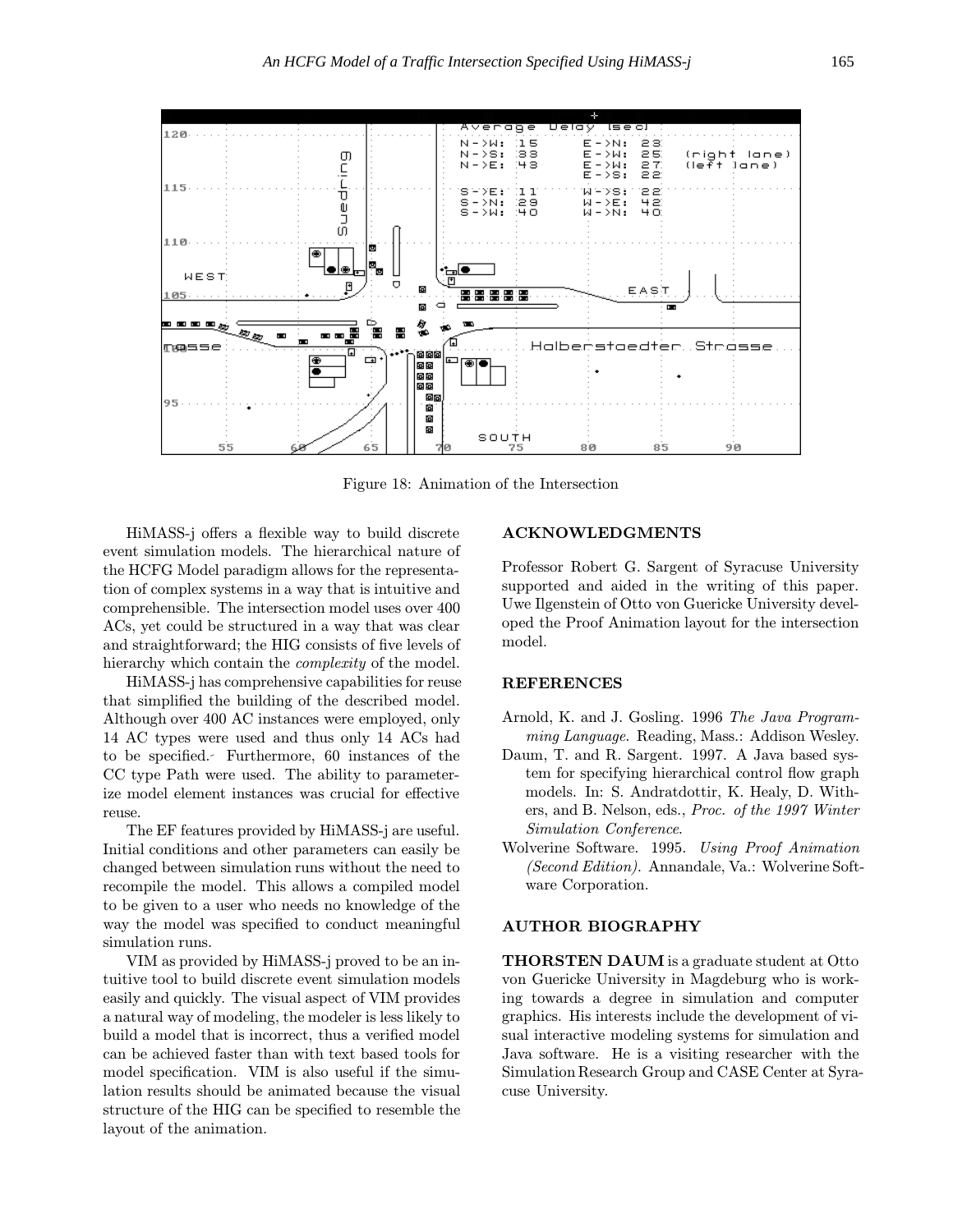Average Delay [sec]

N->W: 15
N->S: 33
N->E: 43

E->N: 23
E->W: 25 (right lane)
E->W: 27 (left lane)
E->S: 22

S->E: 11
S->N: 29
S->W: 40

W->S: 22
W->E: 42
W->N: 40

120
115
110
105
100
95

55 60 65 70 75 80 85 90

Suedring
WEST
EAST
SOUTH
Holberstaedter Strasse

Figure 18: Animation of the Intersection

HiMASS-j offers a flexible way to build discrete event simulation models. The hierarchical nature of the HCFG Model paradigm allows for the representation of complex systems in a way that is intuitive and comprehensible. The intersection model uses over 400 ACs, yet could be structured in a way that was clear and straightforward; the HIG consists of five levels of hierarchy which contain the *complexity* of the model.

HiMASS-j has comprehensive capabilities for reuse that simplified the building of the described model. Although over 400 AC instances were employed, only 14 AC types were used and thus only 14 ACs had to be specified. Furthermore, 60 instances of the CC type Path were used. The ability to parameterize model element instances was crucial for effective reuse.

The EF features provided by HiMASS-j are useful. Initial conditions and other parameters can easily be changed between simulation runs without the need to recompile the model. This allows a compiled model to be given to a user who needs no knowledge of the way the model was specified to conduct meaningful simulation runs.

VIM as provided by HiMASS-j proved to be an intuitive tool to build discrete event simulation models easily and quickly. The visual aspect of VIM provides a natural way of modeling, the modeler is less likely to build a model that is incorrect, thus a verified model can be achieved faster than with text based tools for model specification. VIM is also useful if the simulation results should be animated because the visual structure of the HIG can be specified to resemble the layout of the animation.

## ACKNOWLEDGMENTS

Professor Robert G. Sargent of Syracuse University supported and aided in the writing of this paper. Uwe Ilgenstein of Otto von Guericke University developed the Proof Animation layout for the intersection model.

## REFERENCES

Arnold, K. and J. Gosling. 1996 *The Java Programming Language.* Reading, Mass.: Addison Wesley.

Daum, T. and R. Sargent. 1997. A Java based system for specifying hierarchical control flow graph models. In: S. Andratdottir, K. Healy, D. Withers, and B. Nelson, eds., *Proc. of the 1997 Winter Simulation Conference*.

Wolverine Software. 1995. *Using Proof Animation (Second Edition).* Annandale, Va.: Wolverine Software Corporation.

## AUTHOR BIOGRAPHY

**THORSTEN DAUM** is a graduate student at Otto von Guericke University in Magdeburg who is working towards a degree in simulation and computer graphics. His interests include the development of visual interactive modeling systems for simulation and Java software. He is a visiting researcher with the Simulation Research Group and CASE Center at Syracuse University.